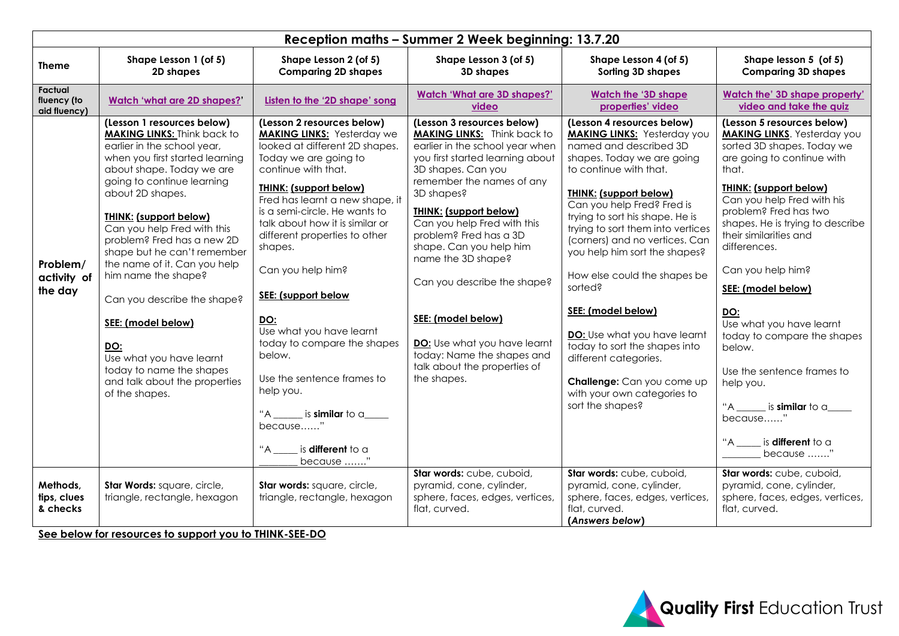| Reception maths – Summer 2 Week beginning: 13.7.20 | | | | | |
|---|---|---|---|---|---|
| **Theme** | **Shape Lesson 1 (of 5)**<br>**2D shapes** | **Shape Lesson 2 (of 5)**<br>**Comparing 2D shapes** | **Shape Lesson 3 (of 5)**<br>**3D shapes** | **Shape Lesson 4 (of 5)**<br>**Sorting 3D shapes** | **Shape lesson 5 (of 5)**<br>**Comparing 3D shapes** |
| **Factual fluency (to aid fluency)** | **Watch 'what are 2D shapes?'** | **Listen to the '2D shape' song** | **Watch 'What are 3D shapes?' video** | **Watch the '3D shape properties' video** | **Watch the' 3D shape property' video and take the quiz** |
| **Problem/ activity of the day** | **(Lesson 1 resources below)**<br>**MAKING LINKS:** Think back to earlier in the school year, when you first started learning about shape. Today we are going to continue learning about 2D shapes.<br><br>**THINK: (support below)**<br>Can you help Fred with this problem? Fred has a new 2D shape but he can't remember the name of it. Can you help him name the shape?<br><br>Can you describe the shape?<br><br>**SEE: (model below)**<br><br>**DO:**<br>Use what you have learnt today to name the shapes and talk about the properties of the shapes. | **(Lesson 2 resources below)**<br>**MAKING LINKS:** Yesterday we looked at different 2D shapes. Today we are going to continue with that.<br><br>**THINK: (support below)**<br>Fred has learnt a new shape, it is a semi-circle. He wants to talk about how it is similar or different properties to other shapes.<br><br>Can you help him?<br><br>**SEE: (support below**<br><br>**DO:**<br>Use what you have learnt today to compare the shapes below.<br><br>Use the sentence frames to help you.<br><br>"A ______ is **similar** to a_____ because……"<br><br>"A _____ is **different** to a ________ because ……." | **(Lesson 3 resources below)**<br>**MAKING LINKS:** Think back to earlier in the school year when you first started learning about 3D shapes. Can you remember the names of any 3D shapes?<br><br>**THINK: (support below)**<br>Can you help Fred with this problem? Fred has a 3D shape. Can you help him name the 3D shape?<br><br>Can you describe the shape?<br><br>**SEE: (model below)**<br><br>**DO:** Use what you have learnt today: Name the shapes and talk about the properties of the shapes. | **(Lesson 4 resources below)**<br>**MAKING LINKS:** Yesterday you named and described 3D shapes. Today we are going to continue with that.<br><br>**THINK: (support below)**<br>Can you help Fred? Fred is trying to sort his shape. He is trying to sort them into vertices (corners) and no vertices. Can you help him sort the shapes?<br><br>How else could the shapes be sorted?<br><br>**SEE: (model below)**<br><br>**DO:** Use what you have learnt today to sort the shapes into different categories.<br><br>**Challenge:** Can you come up with your own categories to sort the shapes? | **(Lesson 5 resources below)**<br>**MAKING LINKS**. Yesterday you sorted 3D shapes. Today we are going to continue with that.<br><br>**THINK: (support below)**<br>Can you help Fred with his problem? Fred has two shapes. He is trying to describe their similarities and differences.<br><br>Can you help him?<br><br>**SEE: (model below)**<br><br>**DO:**<br>Use what you have learnt today to compare the shapes below.<br><br>Use the sentence frames to help you.<br><br>"A ______ is **similar** to a_____ because……"<br><br>"A _____ is **different** to a ________ because ……." |
| **Methods, tips, clues & checks** | **Star Words:** square, circle, triangle, rectangle, hexagon | **Star words:** square, circle, triangle, rectangle, hexagon | **Star words:** cube, cuboid, pyramid, cone, cylinder, sphere, faces, edges, vertices, flat, curved. | **Star words:** cube, cuboid, pyramid, cone, cylinder, sphere, faces, edges, vertices, flat, curved.<br>**(*Answers below*)** | **Star words:** cube, cuboid, pyramid, cone, cylinder, sphere, faces, edges, vertices, flat, curved. |

**See below for resources to support you to THINK-SEE-DO**

Quality First Education Trust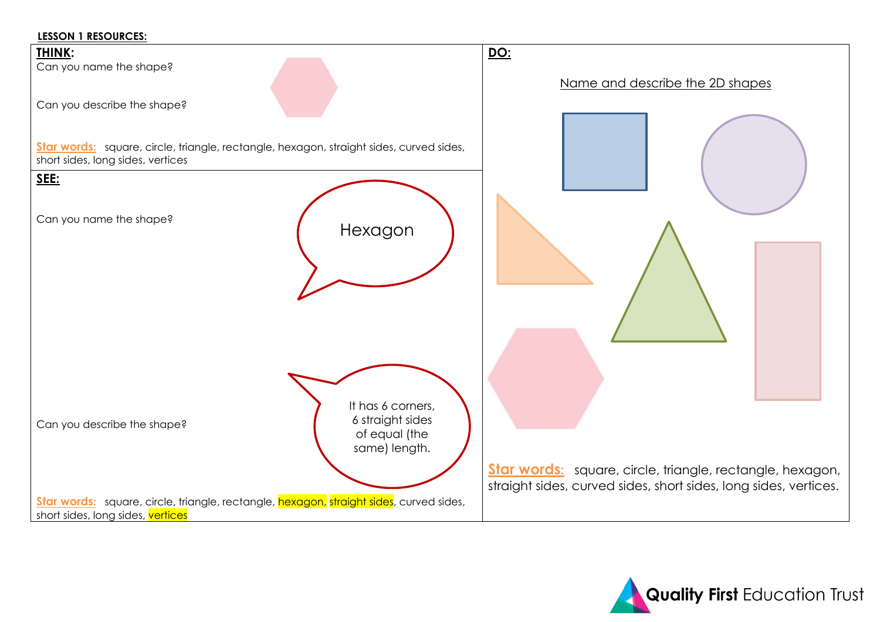**LESSON 1 RESOURCES:**

**THINK:**

Can you name the shape?

Can you describe the shape?

**Star words:** square, circle, triangle, rectangle, hexagon, straight sides, curved sides, short sides, long sides, vertices

**SEE:**

Can you name the shape?

Hexagon

Can you describe the shape?

It has 6 corners, 6 straight sides of equal (the same) length.

**Star words:** square, circle, triangle, rectangle, hexagon, straight sides, curved sides, short sides, long sides, vertices

**DO:**

Name and describe the 2D shapes

**Star words:** square, circle, triangle, rectangle, hexagon, straight sides, curved sides, short sides, long sides, vertices.

Quality First Education Trust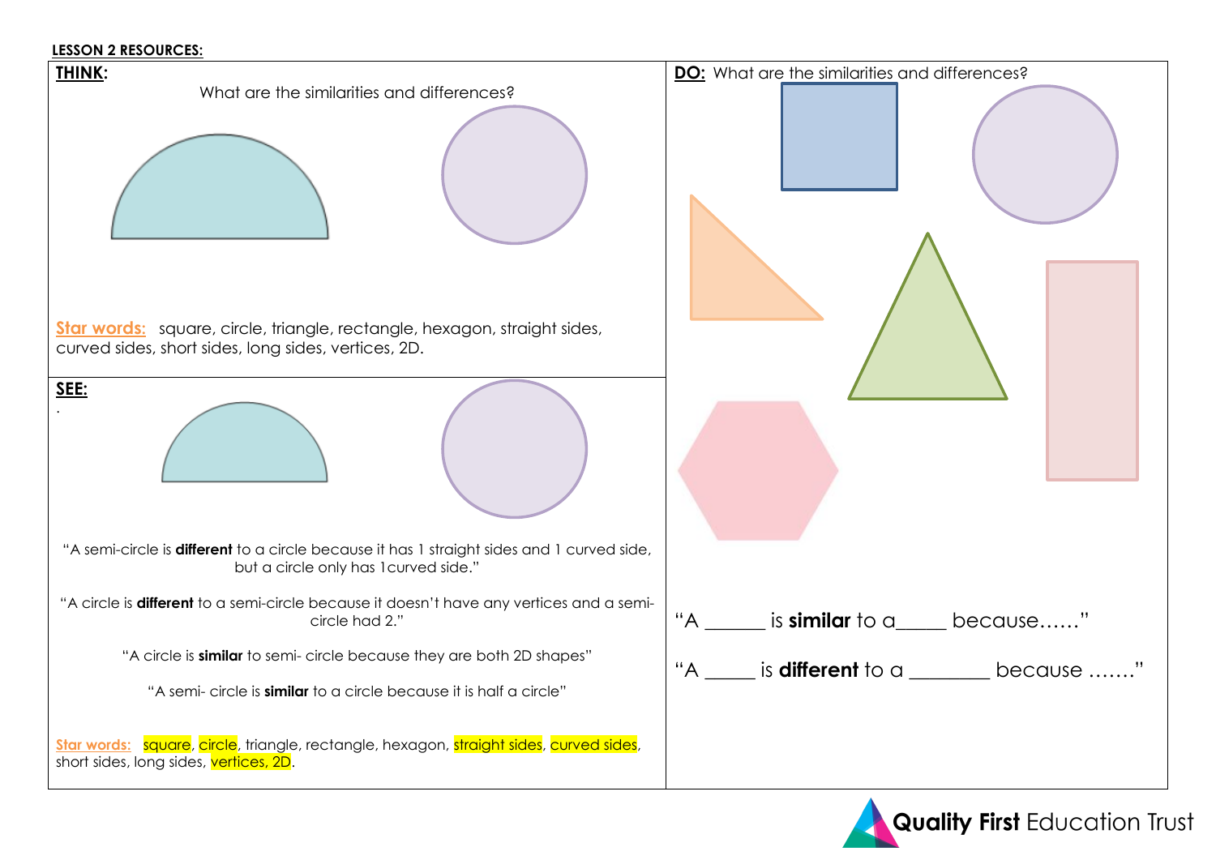**LESSON 2 RESOURCES:**

**THINK:**

What are the similarities and differences?

**Star words:** square, circle, triangle, rectangle, hexagon, straight sides, curved sides, short sides, long sides, vertices, 2D.

**SEE:**

.

"A semi-circle is **different** to a circle because it has 1 straight sides and 1 curved side, but a circle only has 1curved side."

"A circle is **different** to a semi-circle because it doesn't have any vertices and a semi-circle had 2."

"A circle is **similar** to semi- circle because they are both 2D shapes"

"A semi- circle is **similar** to a circle because it is half a circle"

**Star words:** square, circle, triangle, rectangle, hexagon, straight sides, curved sides, short sides, long sides, vertices, 2D.

**DO:** What are the similarities and differences?

"A ______ is **similar** to a_____ because……"

"A _____ is **different** to a ________ because ……."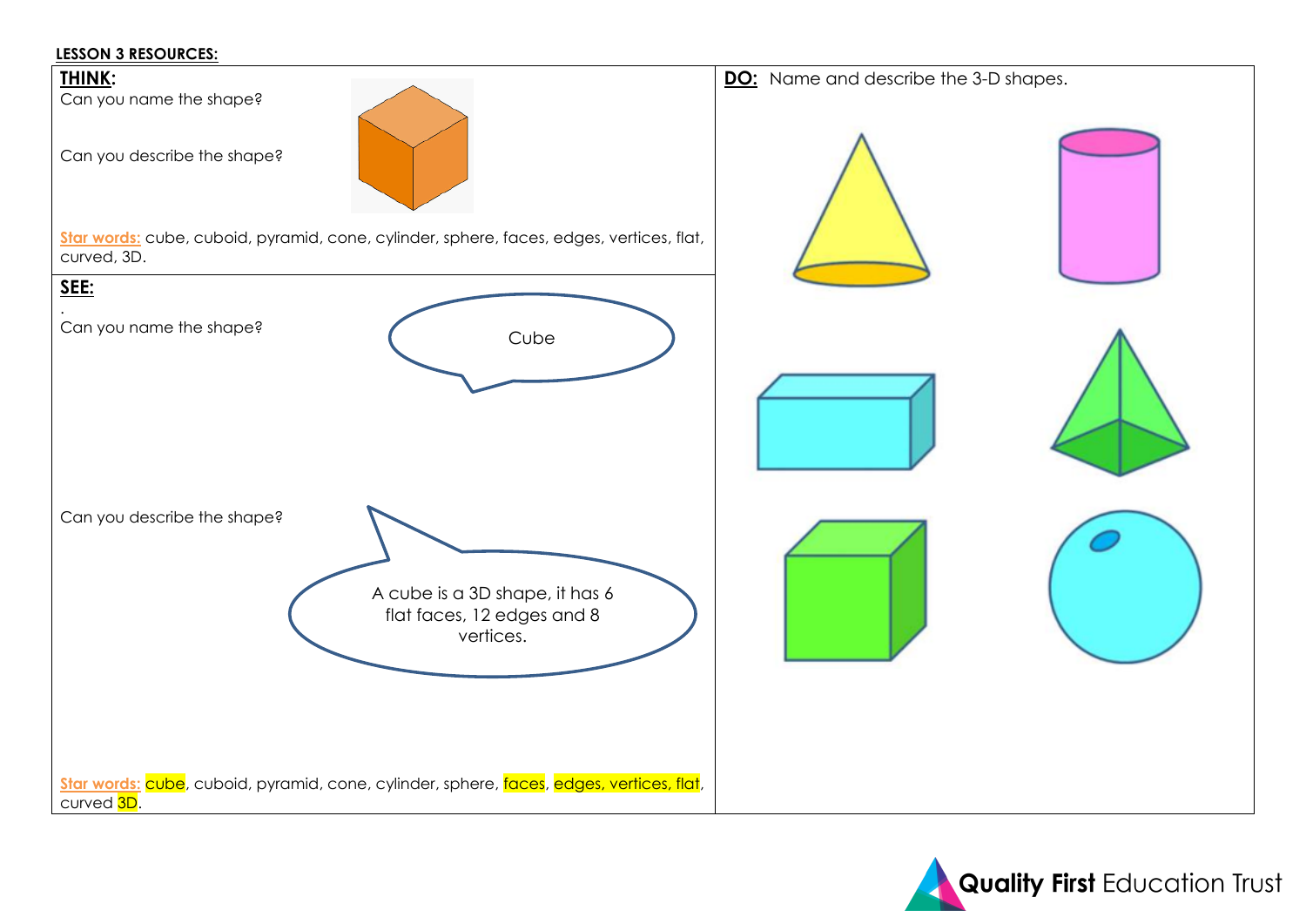**LESSON 3 RESOURCES:**

## THINK:

Can you name the shape?

Can you describe the shape?

Star words: cube, cuboid, pyramid, cone, cylinder, sphere, faces, edges, vertices, flat, curved, 3D.

## SEE:

.

Can you name the shape?

Cube

Can you describe the shape?

A cube is a 3D shape, it has 6 flat faces, 12 edges and 8 vertices.

Star words: cube, cuboid, pyramid, cone, cylinder, sphere, faces, edges, vertices, flat, curved 3D.

## DO:

Name and describe the 3-D shapes.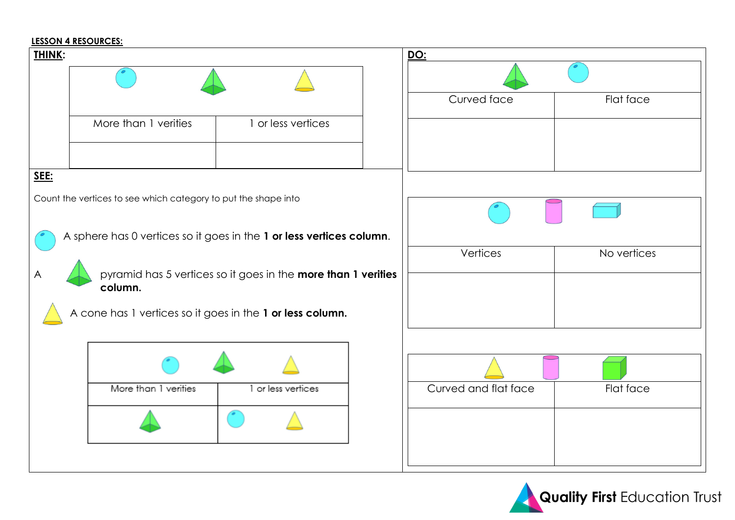**LESSON 4 RESOURCES:**

## THINK:

| More than 1 verities | 1 or less vertices |
|---|---|
| | |

## SEE:

Count the vertices to see which category to put the shape into

A sphere has 0 vertices so it goes in the **1 or less vertices column**.

A pyramid has 5 vertices so it goes in the **more than 1 verities column.**

A cone has 1 vertices so it goes in the **1 or less column.**

| More than 1 verities | 1 or less vertices |
|---|---|
| pyramid | sphere, cone |

## DO:

| Curved face | Flat face |
|---|---|
| | |

| Vertices | No vertices |
|---|---|
| | |

| Curved and flat face | Flat face |
|---|---|
| | |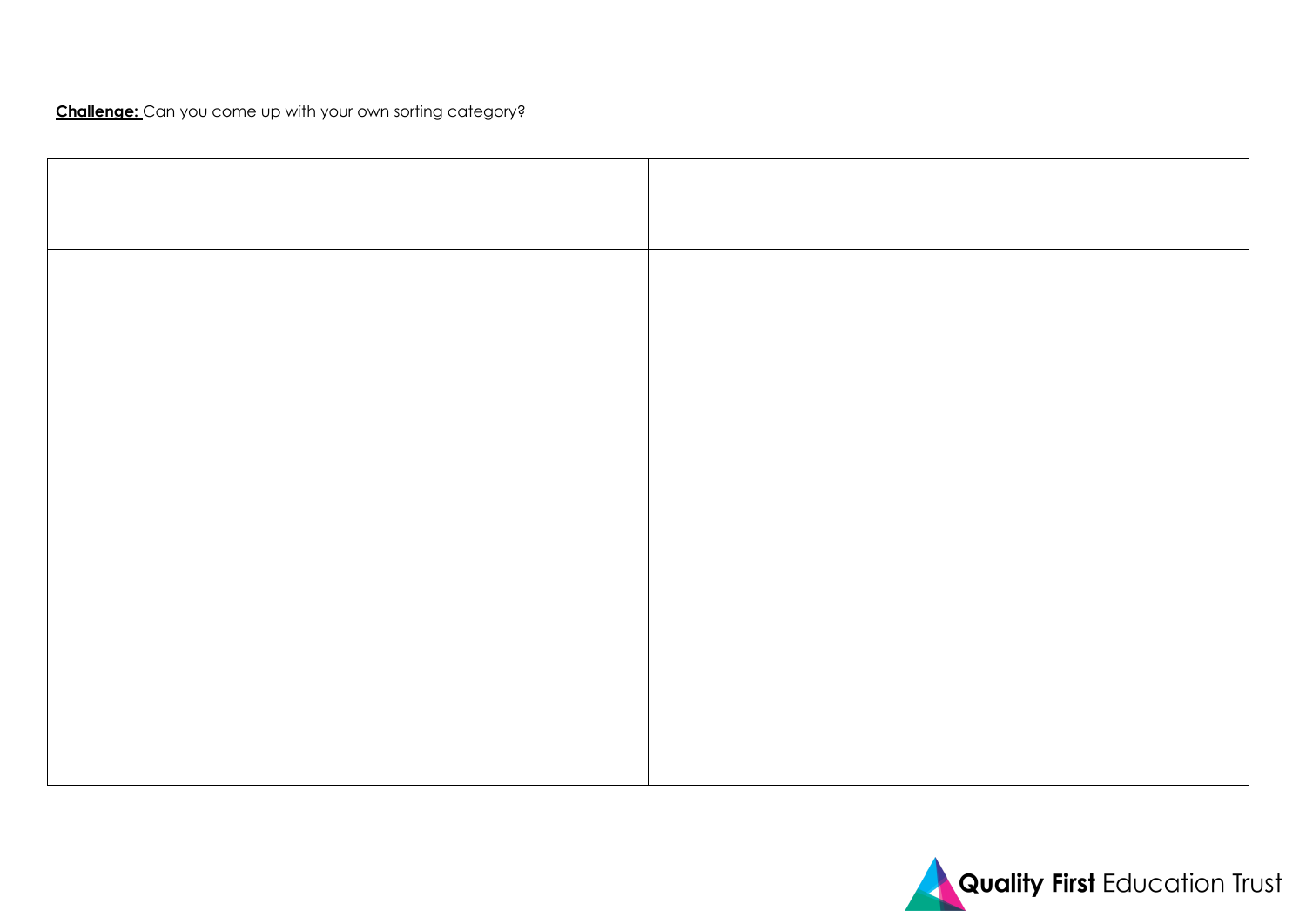**<u>Challenge:</u>** Can you come up with your own sorting category?

| | |
|---|---|
| | |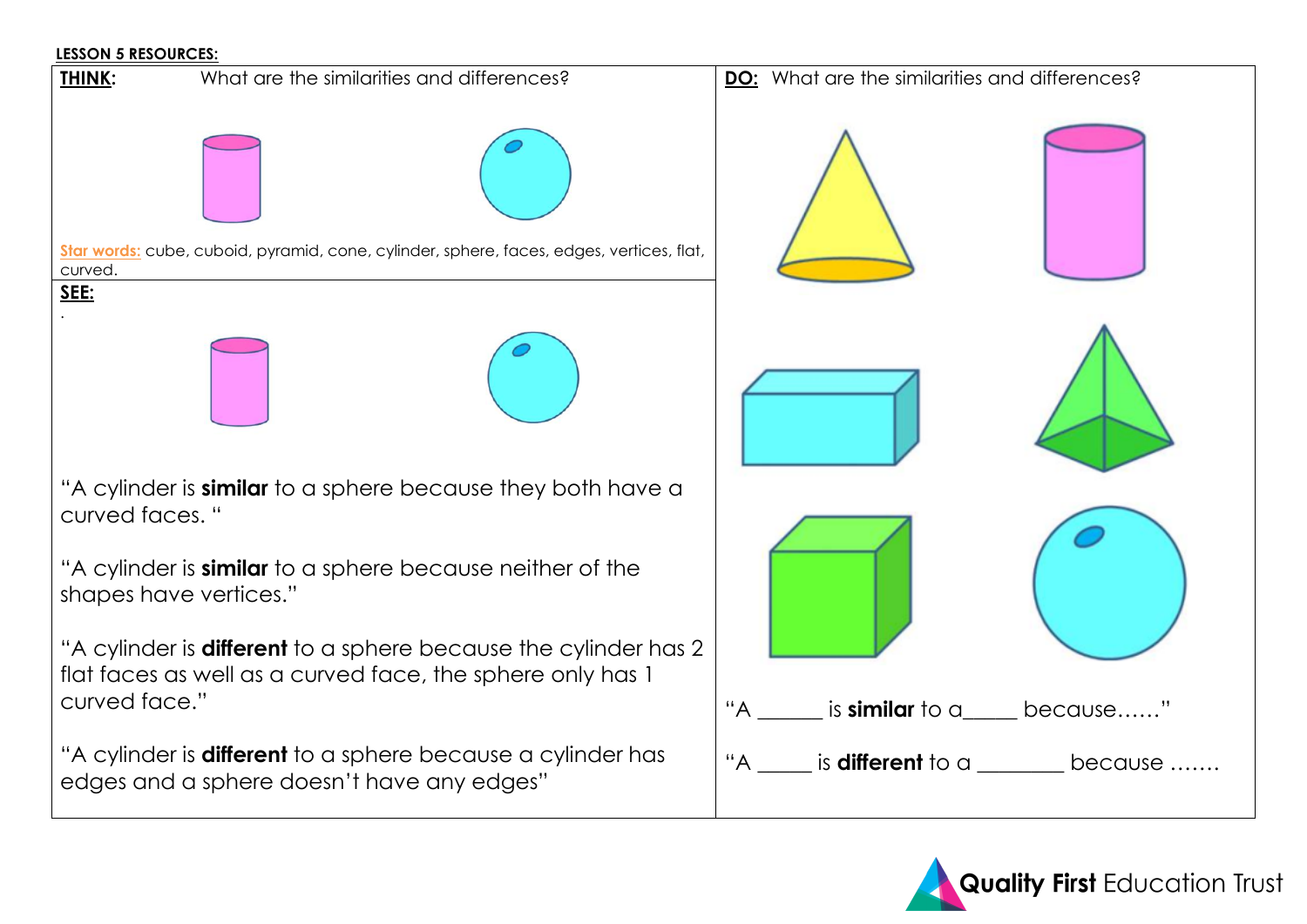**LESSON 5 RESOURCES:**

**THINK:** What are the similarities and differences?

Star words: cube, cuboid, pyramid, cone, cylinder, sphere, faces, edges, vertices, flat, curved.

**SEE:**

.

"A cylinder is **similar** to a sphere because they both have a curved faces. "

"A cylinder is **similar** to a sphere because neither of the shapes have vertices."

"A cylinder is **different** to a sphere because the cylinder has 2 flat faces as well as a curved face, the sphere only has 1 curved face."

"A cylinder is **different** to a sphere because a cylinder has edges and a sphere doesn't have any edges"

**DO:** What are the similarities and differences?

"A ______ is **similar** to a_____ because……"

"A _____ is **different** to a ________ because …….

Quality First Education Trust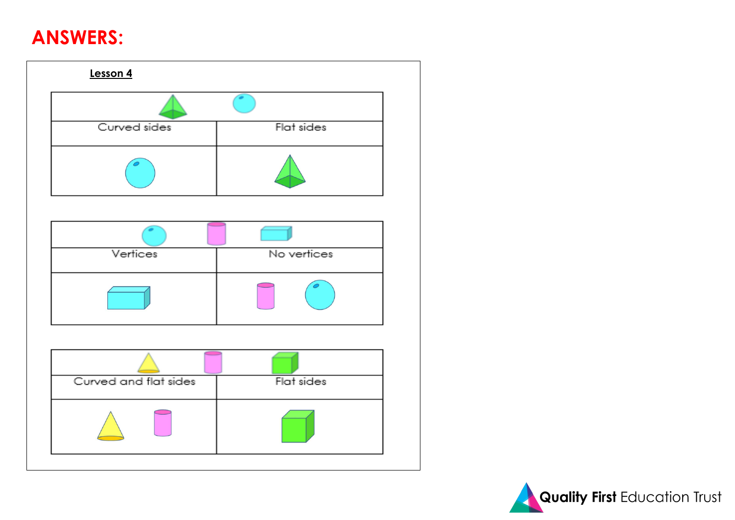# ANSWERS:

**Lesson 4**

| Curved sides | Flat sides |
| --- | --- |
| | |

| Vertices | No vertices |
| --- | --- |
| | |

| Curved and flat sides | Flat sides |
| --- | --- |
| | |